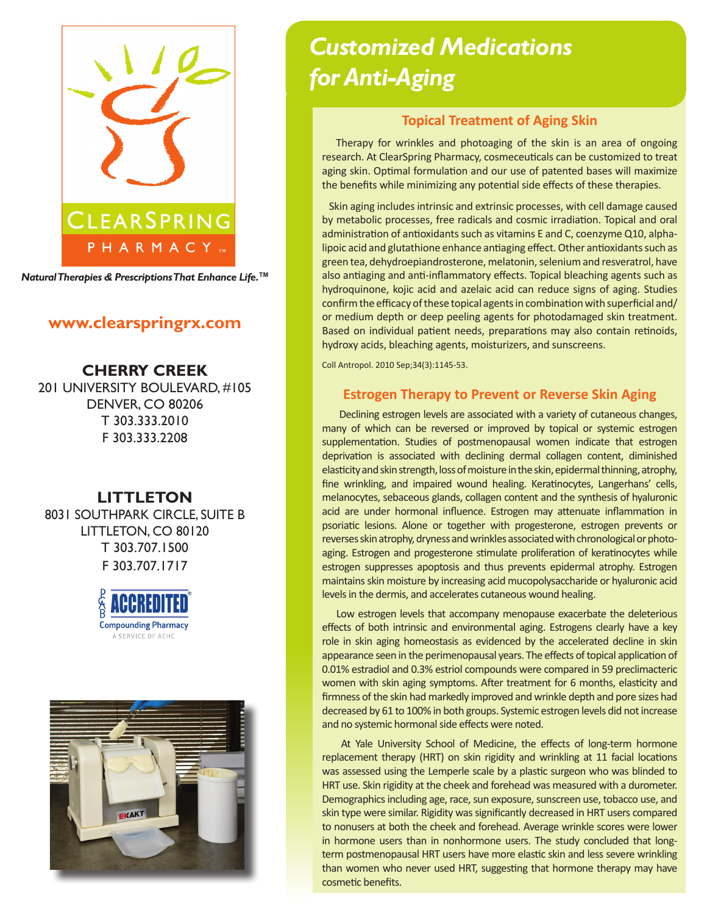CLEARSPRING PHARMACY™

*Natural Therapies & Prescriptions That Enhance Life.™*

**www.clearspringrx.com**

**CHERRY CREEK**
201 UNIVERSITY BOULEVARD, #105
DENVER, CO 80206
T 303.333.2010
F 303.333.2208

**LITTLETON**
8031 SOUTHPARK CIRCLE, SUITE B
LITTLETON, CO 80120
T 303.707.1500
F 303.707.1717

PCAB ACCREDITED® Compounding Pharmacy
A SERVICE OF ACHC

# *Customized Medications for Anti-Aging*

## Topical Treatment of Aging Skin

Therapy for wrinkles and photoaging of the skin is an area of ongoing research. At ClearSpring Pharmacy, cosmeceuticals can be customized to treat aging skin. Optimal formulation and our use of patented bases will maximize the benefits while minimizing any potential side effects of these therapies.

Skin aging includes intrinsic and extrinsic processes, with cell damage caused by metabolic processes, free radicals and cosmic irradiation. Topical and oral administration of antioxidants such as vitamins E and C, coenzyme Q10, alpha-lipoic acid and glutathione enhance antiaging effect. Other antioxidants such as green tea, dehydroepiandrosterone, melatonin, selenium and resveratrol, have also antiaging and anti-inflammatory effects. Topical bleaching agents such as hydroquinone, kojic acid and azelaic acid can reduce signs of aging. Studies confirm the efficacy of these topical agents in combination with superficial and/or medium depth or deep peeling agents for photodamaged skin treatment. Based on individual patient needs, preparations may also contain retinoids, hydroxy acids, bleaching agents, moisturizers, and sunscreens.

Coll Antropol. 2010 Sep;34(3):1145-53.

## Estrogen Therapy to Prevent or Reverse Skin Aging

Declining estrogen levels are associated with a variety of cutaneous changes, many of which can be reversed or improved by topical or systemic estrogen supplementation. Studies of postmenopausal women indicate that estrogen deprivation is associated with declining dermal collagen content, diminished elasticity and skin strength, loss of moisture in the skin, epidermal thinning, atrophy, fine wrinkling, and impaired wound healing. Keratinocytes, Langerhans' cells, melanocytes, sebaceous glands, collagen content and the synthesis of hyaluronic acid are under hormonal influence. Estrogen may attenuate inflammation in psoriatic lesions. Alone or together with progesterone, estrogen prevents or reverses skin atrophy, dryness and wrinkles associated with chronological or photo-aging. Estrogen and progesterone stimulate proliferation of keratinocytes while estrogen suppresses apoptosis and thus prevents epidermal atrophy. Estrogen maintains skin moisture by increasing acid mucopolysaccharide or hyaluronic acid levels in the dermis, and accelerates cutaneous wound healing.

Low estrogen levels that accompany menopause exacerbate the deleterious effects of both intrinsic and environmental aging. Estrogens clearly have a key role in skin aging homeostasis as evidenced by the accelerated decline in skin appearance seen in the perimenopausal years. The effects of topical application of 0.01% estradiol and 0.3% estriol compounds were compared in 59 preclimacteric women with skin aging symptoms. After treatment for 6 months, elasticity and firmness of the skin had markedly improved and wrinkle depth and pore sizes had decreased by 61 to 100% in both groups. Systemic estrogen levels did not increase and no systemic hormonal side effects were noted.

At Yale University School of Medicine, the effects of long-term hormone replacement therapy (HRT) on skin rigidity and wrinkling at 11 facial locations was assessed using the Lemperle scale by a plastic surgeon who was blinded to HRT use. Skin rigidity at the cheek and forehead was measured with a durometer. Demographics including age, race, sun exposure, sunscreen use, tobacco use, and skin type were similar. Rigidity was significantly decreased in HRT users compared to nonusers at both the cheek and forehead. Average wrinkle scores were lower in hormone users than in nonhormone users. The study concluded that long-term postmenopausal HRT users have more elastic skin and less severe wrinkling than women who never used HRT, suggesting that hormone therapy may have cosmetic benefits.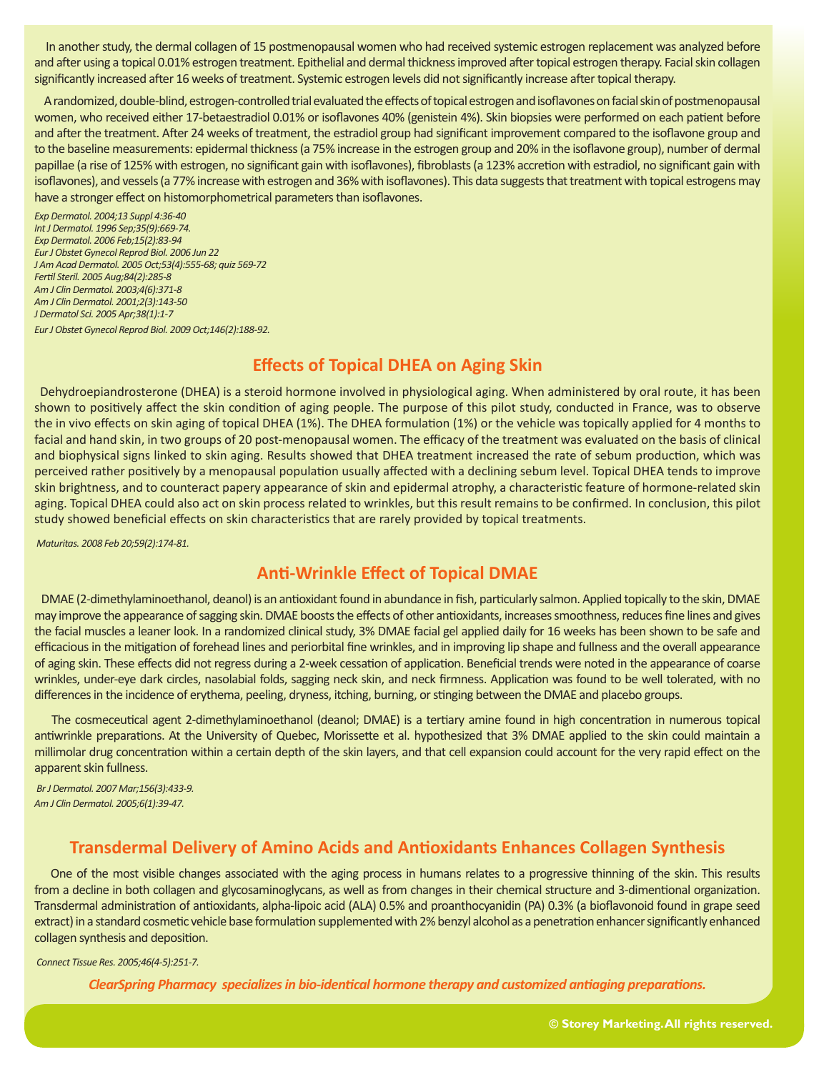In another study, the dermal collagen of 15 postmenopausal women who had received systemic estrogen replacement was analyzed before and after using a topical 0.01% estrogen treatment. Epithelial and dermal thickness improved after topical estrogen therapy. Facial skin collagen significantly increased after 16 weeks of treatment. Systemic estrogen levels did not significantly increase after topical therapy.

A randomized, double-blind, estrogen-controlled trial evaluated the effects of topical estrogen and isoflavones on facial skin of postmenopausal women, who received either 17-betaestradiol 0.01% or isoflavones 40% (genistein 4%). Skin biopsies were performed on each patient before and after the treatment. After 24 weeks of treatment, the estradiol group had significant improvement compared to the isoflavone group and to the baseline measurements: epidermal thickness (a 75% increase in the estrogen group and 20% in the isoflavone group), number of dermal papillae (a rise of 125% with estrogen, no significant gain with isoflavones), fibroblasts (a 123% accretion with estradiol, no significant gain with isoflavones), and vessels (a 77% increase with estrogen and 36% with isoflavones). This data suggests that treatment with topical estrogens may have a stronger effect on histomorphometrical parameters than isoflavones.

*Exp Dermatol. 2004;13 Suppl 4:36-40*
*Int J Dermatol. 1996 Sep;35(9):669-74.*
*Exp Dermatol. 2006 Feb;15(2):83-94*
*Eur J Obstet Gynecol Reprod Biol. 2006 Jun 22*
*J Am Acad Dermatol. 2005 Oct;53(4):555-68; quiz 569-72*
*Fertil Steril. 2005 Aug;84(2):285-8*
*Am J Clin Dermatol. 2003;4(6):371-8*
*Am J Clin Dermatol. 2001;2(3):143-50*
*J Dermatol Sci. 2005 Apr;38(1):1-7*
*Eur J Obstet Gynecol Reprod Biol. 2009 Oct;146(2):188-92.*

## Effects of Topical DHEA on Aging Skin

Dehydroepiandrosterone (DHEA) is a steroid hormone involved in physiological aging. When administered by oral route, it has been shown to positively affect the skin condition of aging people. The purpose of this pilot study, conducted in France, was to observe the in vivo effects on skin aging of topical DHEA (1%). The DHEA formulation (1%) or the vehicle was topically applied for 4 months to facial and hand skin, in two groups of 20 post-menopausal women. The efficacy of the treatment was evaluated on the basis of clinical and biophysical signs linked to skin aging. Results showed that DHEA treatment increased the rate of sebum production, which was perceived rather positively by a menopausal population usually affected with a declining sebum level. Topical DHEA tends to improve skin brightness, and to counteract papery appearance of skin and epidermal atrophy, a characteristic feature of hormone-related skin aging. Topical DHEA could also act on skin process related to wrinkles, but this result remains to be confirmed. In conclusion, this pilot study showed beneficial effects on skin characteristics that are rarely provided by topical treatments.

*Maturitas. 2008 Feb 20;59(2):174-81.*

## Anti-Wrinkle Effect of Topical DMAE

DMAE (2-dimethylaminoethanol, deanol) is an antioxidant found in abundance in fish, particularly salmon. Applied topically to the skin, DMAE may improve the appearance of sagging skin. DMAE boosts the effects of other antioxidants, increases smoothness, reduces fine lines and gives the facial muscles a leaner look. In a randomized clinical study, 3% DMAE facial gel applied daily for 16 weeks has been shown to be safe and efficacious in the mitigation of forehead lines and periorbital fine wrinkles, and in improving lip shape and fullness and the overall appearance of aging skin. These effects did not regress during a 2-week cessation of application. Beneficial trends were noted in the appearance of coarse wrinkles, under-eye dark circles, nasolabial folds, sagging neck skin, and neck firmness. Application was found to be well tolerated, with no differences in the incidence of erythema, peeling, dryness, itching, burning, or stinging between the DMAE and placebo groups.

The cosmeceutical agent 2-dimethylaminoethanol (deanol; DMAE) is a tertiary amine found in high concentration in numerous topical antiwrinkle preparations. At the University of Quebec, Morissette et al. hypothesized that 3% DMAE applied to the skin could maintain a millimolar drug concentration within a certain depth of the skin layers, and that cell expansion could account for the very rapid effect on the apparent skin fullness.

*Br J Dermatol. 2007 Mar;156(3):433-9.*
*Am J Clin Dermatol. 2005;6(1):39-47.*

## Transdermal Delivery of Amino Acids and Antioxidants Enhances Collagen Synthesis

One of the most visible changes associated with the aging process in humans relates to a progressive thinning of the skin. This results from a decline in both collagen and glycosaminoglycans, as well as from changes in their chemical structure and 3-dimentional organization. Transdermal administration of antioxidants, alpha-lipoic acid (ALA) 0.5% and proanthocyanidin (PA) 0.3% (a bioflavonoid found in grape seed extract) in a standard cosmetic vehicle base formulation supplemented with 2% benzyl alcohol as a penetration enhancer significantly enhanced collagen synthesis and deposition.

*Connect Tissue Res. 2005;46(4-5):251-7.*

***ClearSpring Pharmacy specializes in bio-identical hormone therapy and customized antiaging preparations.***

**© Storey Marketing. All rights reserved.**